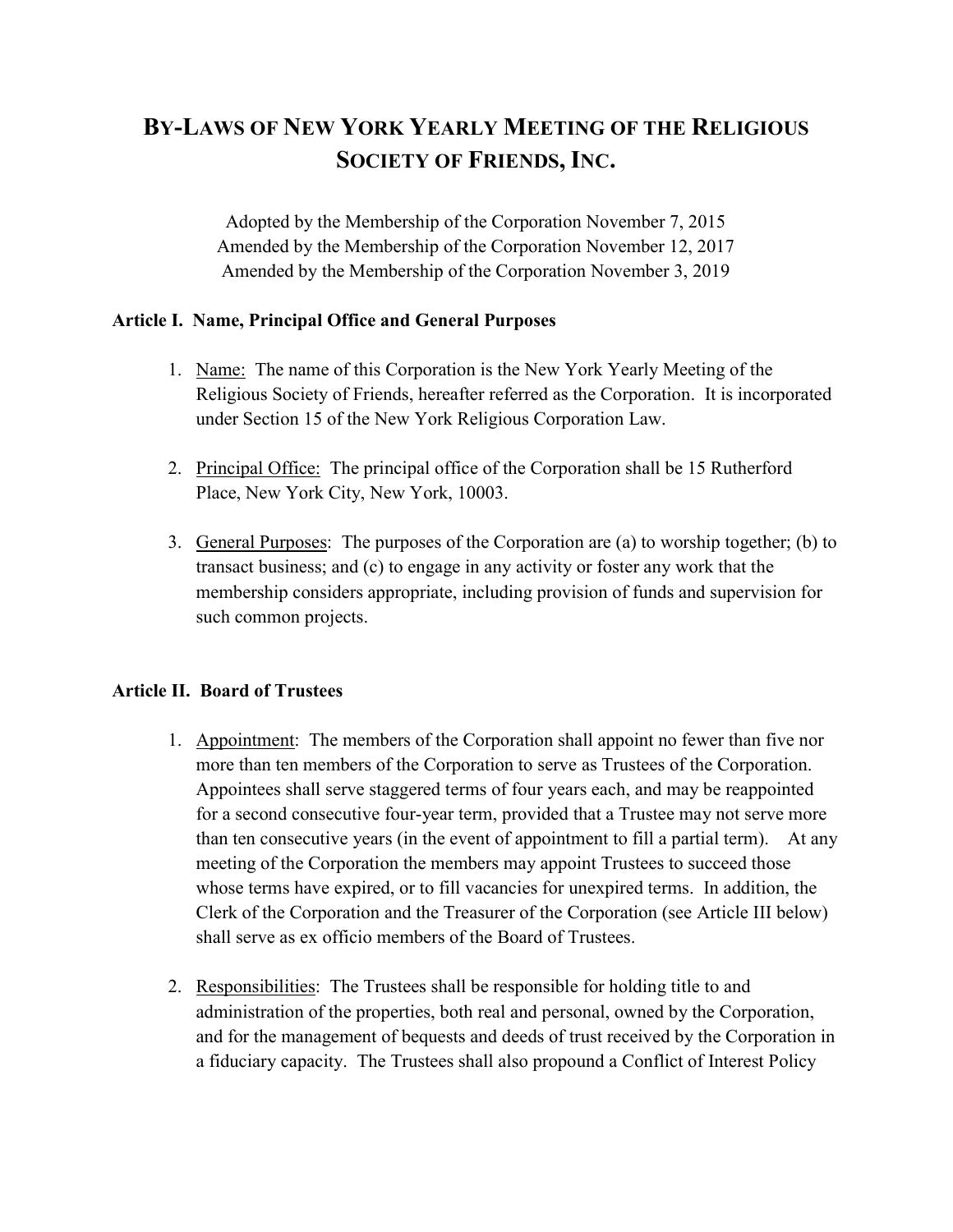# BY-LAWS OF NEW YORK YEARLY MEETING OF THE RELIGIOUS SOCIETY OF FRIENDS, INC.

Adopted by the Membership of the Corporation November 7, 2015
Amended by the Membership of the Corporation November 12, 2017
Amended by the Membership of the Corporation November 3, 2019

### Article I. Name, Principal Office and General Purposes

1. Name: The name of this Corporation is the New York Yearly Meeting of the Religious Society of Friends, hereafter referred as the Corporation. It is incorporated under Section 15 of the New York Religious Corporation Law.

2. Principal Office: The principal office of the Corporation shall be 15 Rutherford Place, New York City, New York, 10003.

3. General Purposes: The purposes of the Corporation are (a) to worship together; (b) to transact business; and (c) to engage in any activity or foster any work that the membership considers appropriate, including provision of funds and supervision for such common projects.

### Article II. Board of Trustees

1. Appointment: The members of the Corporation shall appoint no fewer than five nor more than ten members of the Corporation to serve as Trustees of the Corporation. Appointees shall serve staggered terms of four years each, and may be reappointed for a second consecutive four-year term, provided that a Trustee may not serve more than ten consecutive years (in the event of appointment to fill a partial term). At any meeting of the Corporation the members may appoint Trustees to succeed those whose terms have expired, or to fill vacancies for unexpired terms. In addition, the Clerk of the Corporation and the Treasurer of the Corporation (see Article III below) shall serve as ex officio members of the Board of Trustees.

2. Responsibilities: The Trustees shall be responsible for holding title to and administration of the properties, both real and personal, owned by the Corporation, and for the management of bequests and deeds of trust received by the Corporation in a fiduciary capacity. The Trustees shall also propound a Conflict of Interest Policy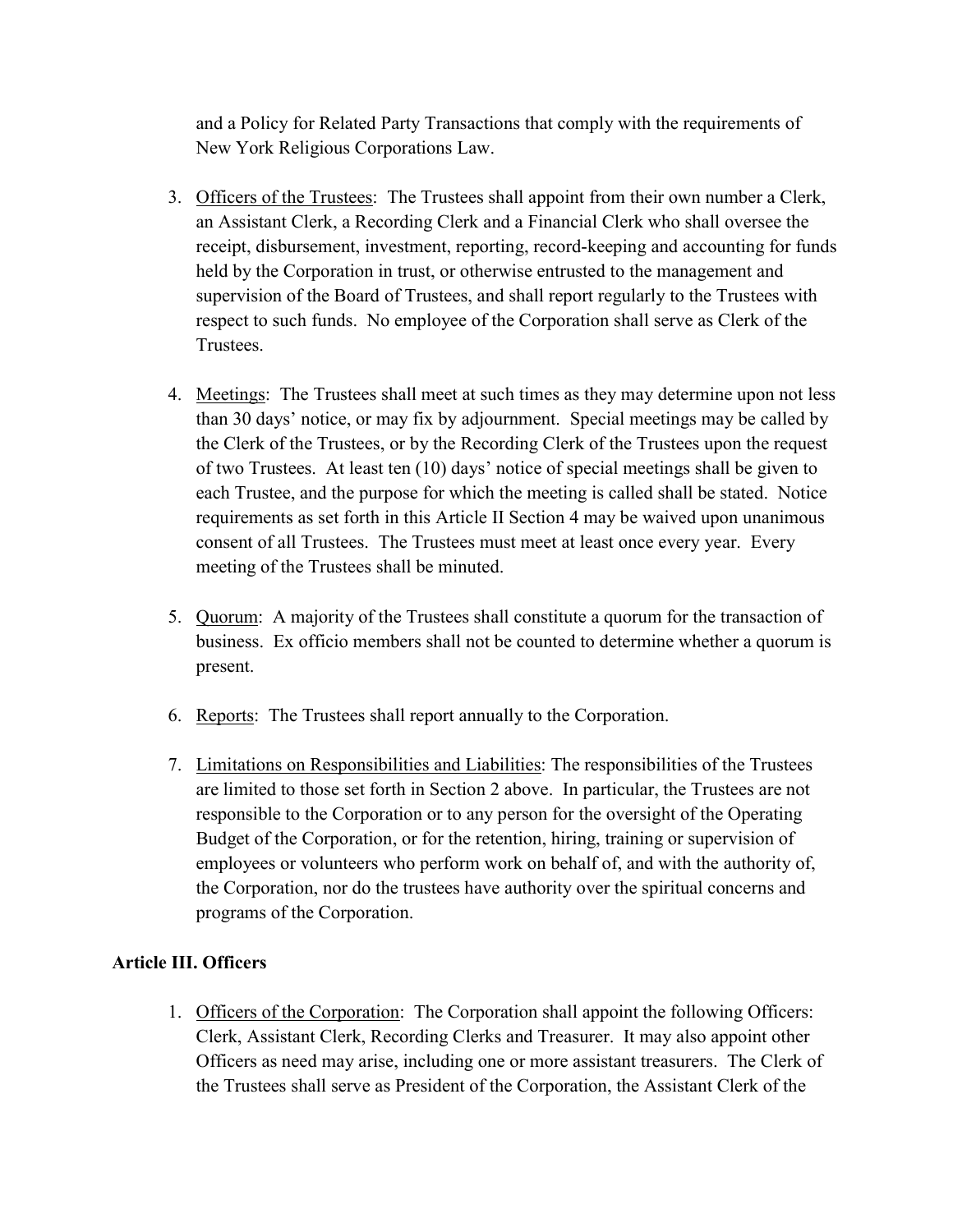and a Policy for Related Party Transactions that comply with the requirements of New York Religious Corporations Law.

3. Officers of the Trustees: The Trustees shall appoint from their own number a Clerk, an Assistant Clerk, a Recording Clerk and a Financial Clerk who shall oversee the receipt, disbursement, investment, reporting, record-keeping and accounting for funds held by the Corporation in trust, or otherwise entrusted to the management and supervision of the Board of Trustees, and shall report regularly to the Trustees with respect to such funds. No employee of the Corporation shall serve as Clerk of the Trustees.

4. Meetings: The Trustees shall meet at such times as they may determine upon not less than 30 days' notice, or may fix by adjournment. Special meetings may be called by the Clerk of the Trustees, or by the Recording Clerk of the Trustees upon the request of two Trustees. At least ten (10) days' notice of special meetings shall be given to each Trustee, and the purpose for which the meeting is called shall be stated. Notice requirements as set forth in this Article II Section 4 may be waived upon unanimous consent of all Trustees. The Trustees must meet at least once every year. Every meeting of the Trustees shall be minuted.

5. Quorum: A majority of the Trustees shall constitute a quorum for the transaction of business. Ex officio members shall not be counted to determine whether a quorum is present.

6. Reports: The Trustees shall report annually to the Corporation.

7. Limitations on Responsibilities and Liabilities: The responsibilities of the Trustees are limited to those set forth in Section 2 above. In particular, the Trustees are not responsible to the Corporation or to any person for the oversight of the Operating Budget of the Corporation, or for the retention, hiring, training or supervision of employees or volunteers who perform work on behalf of, and with the authority of, the Corporation, nor do the trustees have authority over the spiritual concerns and programs of the Corporation.

**Article III. Officers**

1. Officers of the Corporation: The Corporation shall appoint the following Officers: Clerk, Assistant Clerk, Recording Clerks and Treasurer. It may also appoint other Officers as need may arise, including one or more assistant treasurers. The Clerk of the Trustees shall serve as President of the Corporation, the Assistant Clerk of the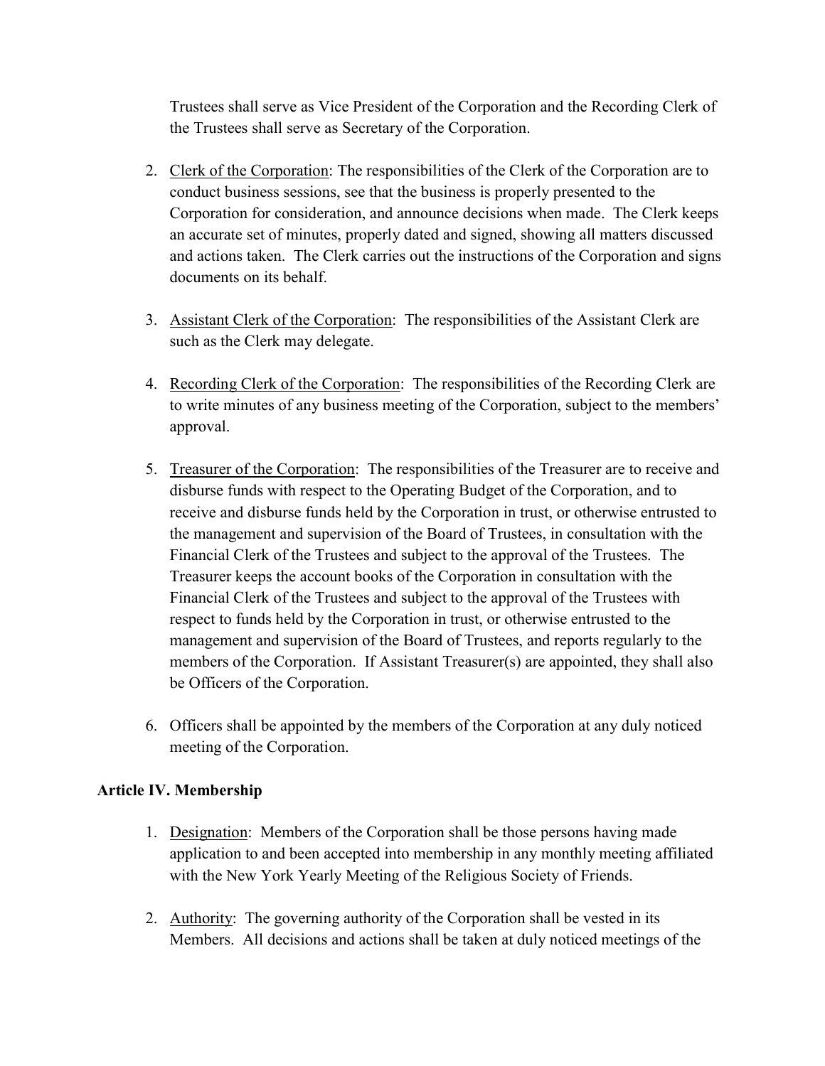Trustees shall serve as Vice President of the Corporation and the Recording Clerk of the Trustees shall serve as Secretary of the Corporation.

2. Clerk of the Corporation: The responsibilities of the Clerk of the Corporation are to conduct business sessions, see that the business is properly presented to the Corporation for consideration, and announce decisions when made. The Clerk keeps an accurate set of minutes, properly dated and signed, showing all matters discussed and actions taken. The Clerk carries out the instructions of the Corporation and signs documents on its behalf.

3. Assistant Clerk of the Corporation: The responsibilities of the Assistant Clerk are such as the Clerk may delegate.

4. Recording Clerk of the Corporation: The responsibilities of the Recording Clerk are to write minutes of any business meeting of the Corporation, subject to the members' approval.

5. Treasurer of the Corporation: The responsibilities of the Treasurer are to receive and disburse funds with respect to the Operating Budget of the Corporation, and to receive and disburse funds held by the Corporation in trust, or otherwise entrusted to the management and supervision of the Board of Trustees, in consultation with the Financial Clerk of the Trustees and subject to the approval of the Trustees. The Treasurer keeps the account books of the Corporation in consultation with the Financial Clerk of the Trustees and subject to the approval of the Trustees with respect to funds held by the Corporation in trust, or otherwise entrusted to the management and supervision of the Board of Trustees, and reports regularly to the members of the Corporation. If Assistant Treasurer(s) are appointed, they shall also be Officers of the Corporation.

6. Officers shall be appointed by the members of the Corporation at any duly noticed meeting of the Corporation.

**Article IV. Membership**

1. Designation: Members of the Corporation shall be those persons having made application to and been accepted into membership in any monthly meeting affiliated with the New York Yearly Meeting of the Religious Society of Friends.

2. Authority: The governing authority of the Corporation shall be vested in its Members. All decisions and actions shall be taken at duly noticed meetings of the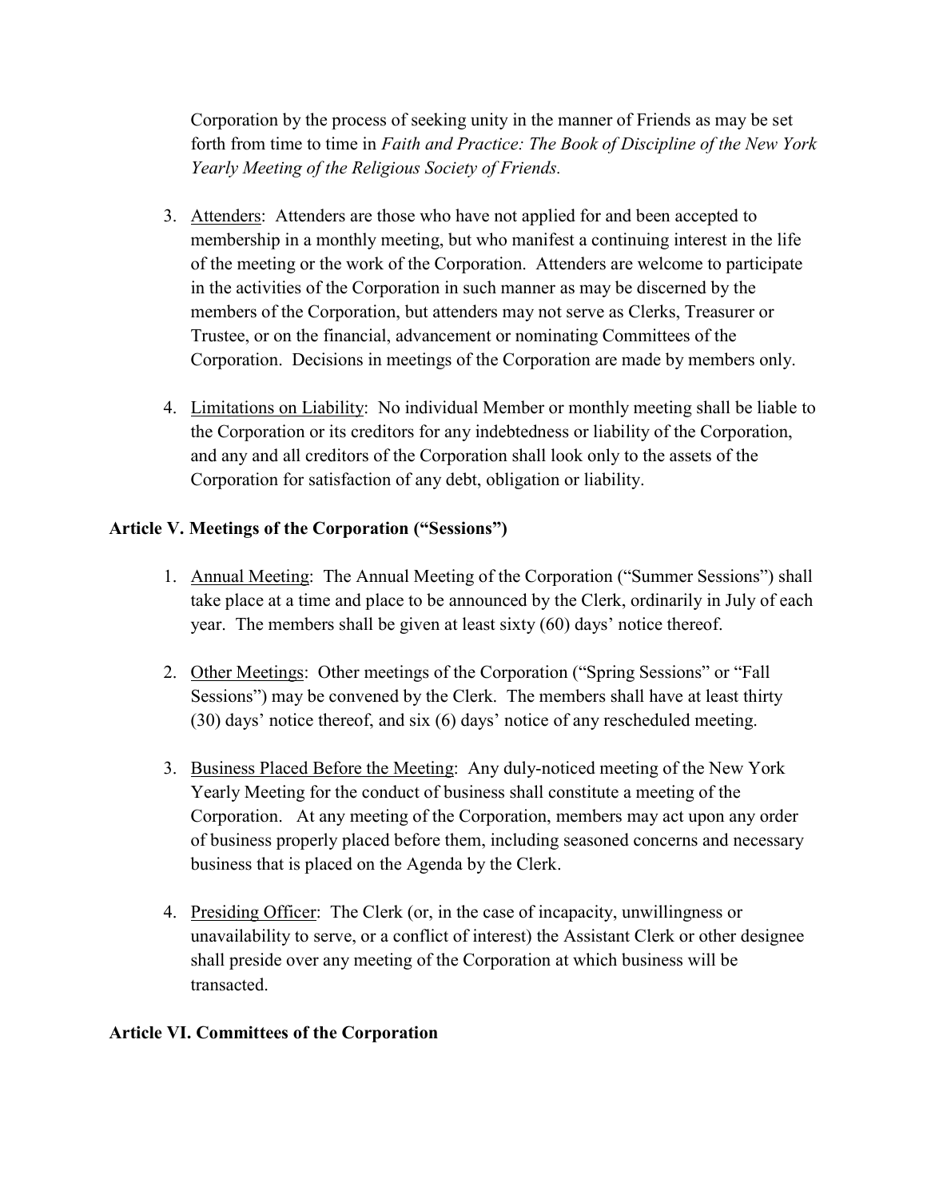Corporation by the process of seeking unity in the manner of Friends as may be set forth from time to time in *Faith and Practice: The Book of Discipline of the New York Yearly Meeting of the Religious Society of Friends.*

3. Attenders: Attenders are those who have not applied for and been accepted to membership in a monthly meeting, but who manifest a continuing interest in the life of the meeting or the work of the Corporation. Attenders are welcome to participate in the activities of the Corporation in such manner as may be discerned by the members of the Corporation, but attenders may not serve as Clerks, Treasurer or Trustee, or on the financial, advancement or nominating Committees of the Corporation. Decisions in meetings of the Corporation are made by members only.

4. Limitations on Liability: No individual Member or monthly meeting shall be liable to the Corporation or its creditors for any indebtedness or liability of the Corporation, and any and all creditors of the Corporation shall look only to the assets of the Corporation for satisfaction of any debt, obligation or liability.

## Article V. Meetings of the Corporation ("Sessions")

1. Annual Meeting: The Annual Meeting of the Corporation ("Summer Sessions") shall take place at a time and place to be announced by the Clerk, ordinarily in July of each year. The members shall be given at least sixty (60) days' notice thereof.

2. Other Meetings: Other meetings of the Corporation ("Spring Sessions" or "Fall Sessions") may be convened by the Clerk. The members shall have at least thirty (30) days' notice thereof, and six (6) days' notice of any rescheduled meeting.

3. Business Placed Before the Meeting: Any duly-noticed meeting of the New York Yearly Meeting for the conduct of business shall constitute a meeting of the Corporation. At any meeting of the Corporation, members may act upon any order of business properly placed before them, including seasoned concerns and necessary business that is placed on the Agenda by the Clerk.

4. Presiding Officer: The Clerk (or, in the case of incapacity, unwillingness or unavailability to serve, or a conflict of interest) the Assistant Clerk or other designee shall preside over any meeting of the Corporation at which business will be transacted.

## Article VI. Committees of the Corporation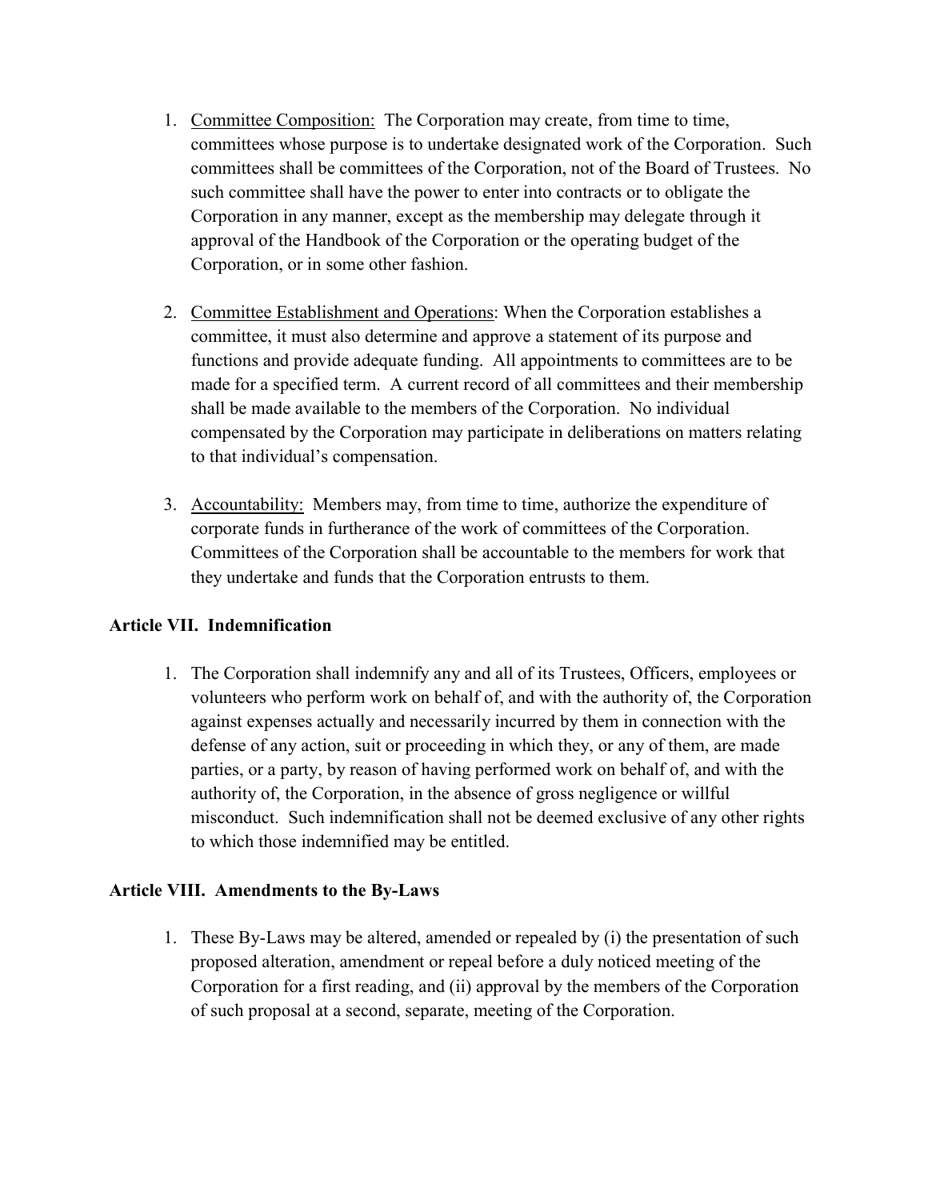1. Committee Composition: The Corporation may create, from time to time, committees whose purpose is to undertake designated work of the Corporation. Such committees shall be committees of the Corporation, not of the Board of Trustees. No such committee shall have the power to enter into contracts or to obligate the Corporation in any manner, except as the membership may delegate through it approval of the Handbook of the Corporation or the operating budget of the Corporation, or in some other fashion.

2. Committee Establishment and Operations: When the Corporation establishes a committee, it must also determine and approve a statement of its purpose and functions and provide adequate funding. All appointments to committees are to be made for a specified term. A current record of all committees and their membership shall be made available to the members of the Corporation. No individual compensated by the Corporation may participate in deliberations on matters relating to that individual's compensation.

3. Accountability: Members may, from time to time, authorize the expenditure of corporate funds in furtherance of the work of committees of the Corporation. Committees of the Corporation shall be accountable to the members for work that they undertake and funds that the Corporation entrusts to them.

## Article VII. Indemnification

1. The Corporation shall indemnify any and all of its Trustees, Officers, employees or volunteers who perform work on behalf of, and with the authority of, the Corporation against expenses actually and necessarily incurred by them in connection with the defense of any action, suit or proceeding in which they, or any of them, are made parties, or a party, by reason of having performed work on behalf of, and with the authority of, the Corporation, in the absence of gross negligence or willful misconduct. Such indemnification shall not be deemed exclusive of any other rights to which those indemnified may be entitled.

## Article VIII. Amendments to the By-Laws

1. These By-Laws may be altered, amended or repealed by (i) the presentation of such proposed alteration, amendment or repeal before a duly noticed meeting of the Corporation for a first reading, and (ii) approval by the members of the Corporation of such proposal at a second, separate, meeting of the Corporation.